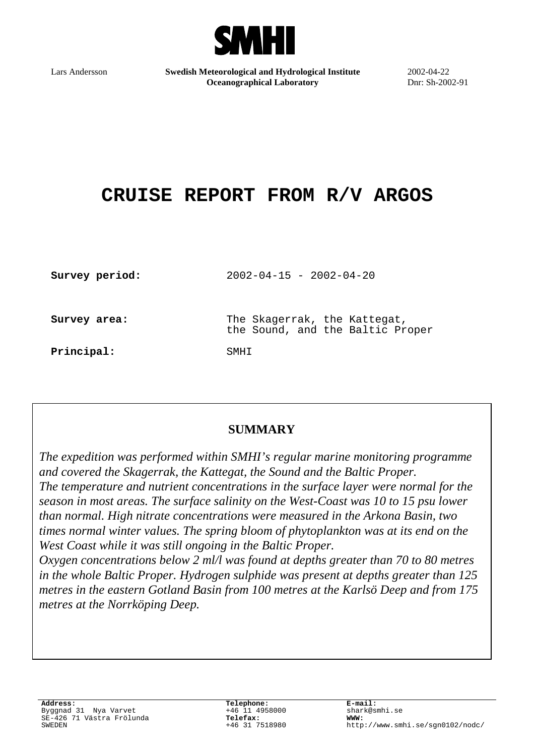SMHI

Lars Andersson | **Swedish Meteorological and Hydrological Institute** **Oceanographical Laboratory** | 2002-04-22 Dnr: Sh-2002-91

# CRUISE REPORT FROM R/V ARGOS

**Survey period:** 2002-04-15 - 2002-04-20

**Survey area:** The Skagerrak, the Kattegat, the Sound, and the Baltic Proper

**Principal:** SMHI

## SUMMARY

*The expedition was performed within SMHI's regular marine monitoring programme and covered the Skagerrak, the Kattegat, the Sound and the Baltic Proper.*
*The temperature and nutrient concentrations in the surface layer were normal for the season in most areas. The surface salinity on the West-Coast was 10 to 15 psu lower than normal. High nitrate concentrations were measured in the Arkona Basin, two times normal winter values. The spring bloom of phytoplankton was at its end on the West Coast while it was still ongoing in the Baltic Proper.*
*Oxygen concentrations below 2 ml/l was found at depths greater than 70 to 80 metres in the whole Baltic Proper. Hydrogen sulphide was present at depths greater than 125 metres in the eastern Gotland Basin from 100 metres at the Karlsö Deep and from 175 metres at the Norrköping Deep.*

**Address:**
Byggnad 31 Nya Varvet
SE-426 71 Västra Frölunda
SWEDEN

**Telephone:**
+46 11 4958000
**Telefax:**
+46 31 7518980

**E-mail:**
shark@smhi.se
**WWW:**
http://www.smhi.se/sgn0102/nodc/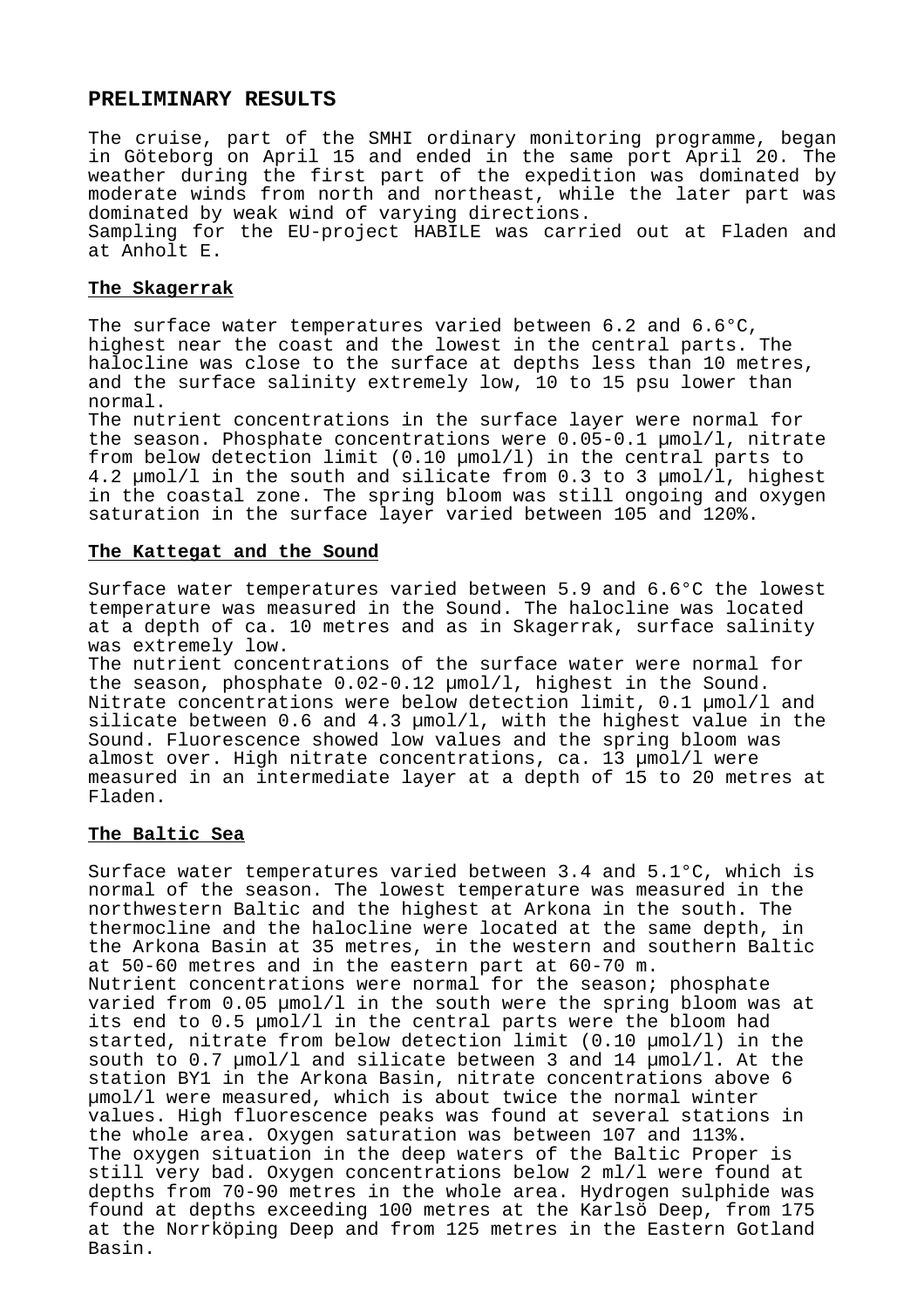# PRELIMINARY RESULTS

The cruise, part of the SMHI ordinary monitoring programme, began in Göteborg on April 15 and ended in the same port April 20. The weather during the first part of the expedition was dominated by moderate winds from north and northeast, while the later part was dominated by weak wind of varying directions.
Sampling for the EU-project HABILE was carried out at Fladen and at Anholt E.

## The Skagerrak

The surface water temperatures varied between 6.2 and 6.6°C, highest near the coast and the lowest in the central parts. The halocline was close to the surface at depths less than 10 metres, and the surface salinity extremely low, 10 to 15 psu lower than normal.
The nutrient concentrations in the surface layer were normal for the season. Phosphate concentrations were 0.05-0.1 µmol/l, nitrate from below detection limit (0.10 µmol/l) in the central parts to 4.2 µmol/l in the south and silicate from 0.3 to 3 µmol/l, highest in the coastal zone. The spring bloom was still ongoing and oxygen saturation in the surface layer varied between 105 and 120%.

## The Kattegat and the Sound

Surface water temperatures varied between 5.9 and 6.6°C the lowest temperature was measured in the Sound. The halocline was located at a depth of ca. 10 metres and as in Skagerrak, surface salinity was extremely low.
The nutrient concentrations of the surface water were normal for the season, phosphate 0.02-0.12 µmol/l, highest in the Sound. Nitrate concentrations were below detection limit, 0.1 µmol/l and silicate between 0.6 and 4.3 µmol/l, with the highest value in the Sound. Fluorescence showed low values and the spring bloom was almost over. High nitrate concentrations, ca. 13 µmol/l were measured in an intermediate layer at a depth of 15 to 20 metres at Fladen.

## The Baltic Sea

Surface water temperatures varied between 3.4 and 5.1°C, which is normal of the season. The lowest temperature was measured in the northwestern Baltic and the highest at Arkona in the south. The thermocline and the halocline were located at the same depth, in the Arkona Basin at 35 metres, in the western and southern Baltic at 50-60 metres and in the eastern part at 60-70 m.
Nutrient concentrations were normal for the season; phosphate varied from 0.05 µmol/l in the south were the spring bloom was at its end to 0.5 µmol/l in the central parts were the bloom had started, nitrate from below detection limit (0.10 µmol/l) in the south to 0.7 µmol/l and silicate between 3 and 14 µmol/l. At the station BY1 in the Arkona Basin, nitrate concentrations above 6 µmol/l were measured, which is about twice the normal winter values. High fluorescence peaks was found at several stations in the whole area. Oxygen saturation was between 107 and 113%.
The oxygen situation in the deep waters of the Baltic Proper is still very bad. Oxygen concentrations below 2 ml/l were found at depths from 70-90 metres in the whole area. Hydrogen sulphide was found at depths exceeding 100 metres at the Karlsö Deep, from 175 at the Norrköping Deep and from 125 metres in the Eastern Gotland Basin.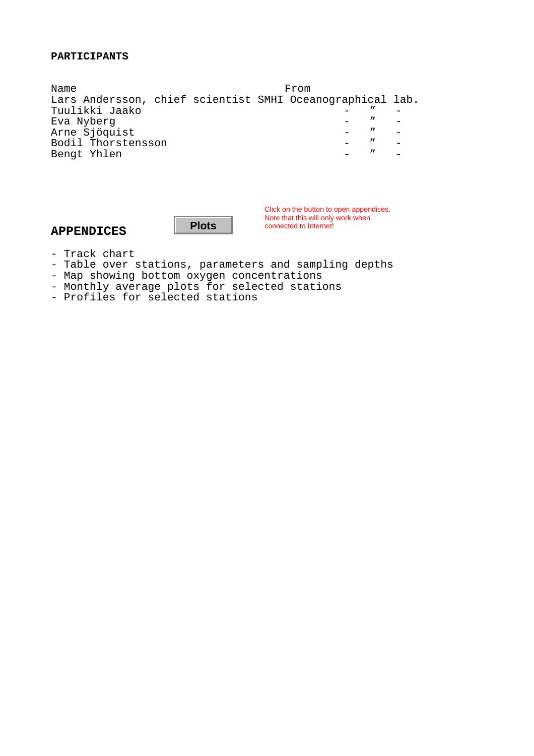## PARTICIPANTS

| Name | From |
| --- | --- |
| Lars Andersson, chief scientist | SMHI Oceanographical lab. |
| Tuulikki Jaako | - " - |
| Eva Nyberg | - " - |
| Arne Sjöquist | - " - |
| Bodil Thorstensson | - " - |
| Bengt Yhlen | - " - |

## APPENDICES

Plots

Click on the button to open appendices. Note that this will only work when connected to Internet!

- Track chart
- Table over stations, parameters and sampling depths
- Map showing bottom oxygen concentrations
- Monthly average plots for selected stations
- Profiles for selected stations